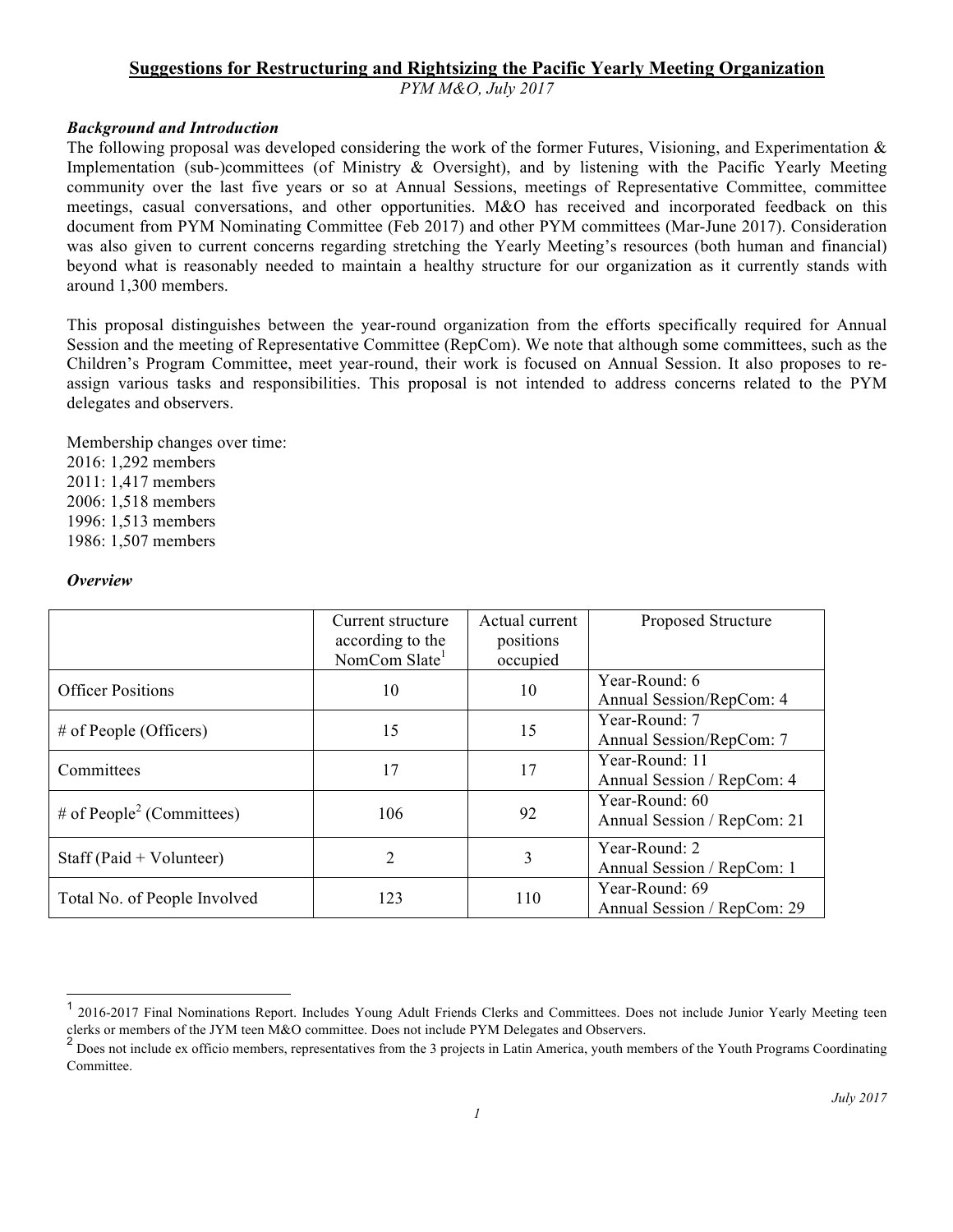# Suggestions for Restructuring and Rightsizing the Pacific Yearly Meeting Organization

*PYM M&O, July 2017*

***Background and Introduction***

The following proposal was developed considering the work of the former Futures, Visioning, and Experimentation & Implementation (sub-)committees (of Ministry & Oversight), and by listening with the Pacific Yearly Meeting community over the last five years or so at Annual Sessions, meetings of Representative Committee, committee meetings, casual conversations, and other opportunities. M&O has received and incorporated feedback on this document from PYM Nominating Committee (Feb 2017) and other PYM committees (Mar-June 2017). Consideration was also given to current concerns regarding stretching the Yearly Meeting's resources (both human and financial) beyond what is reasonably needed to maintain a healthy structure for our organization as it currently stands with around 1,300 members.

This proposal distinguishes between the year-round organization from the efforts specifically required for Annual Session and the meeting of Representative Committee (RepCom). We note that although some committees, such as the Children's Program Committee, meet year-round, their work is focused on Annual Session. It also proposes to re-assign various tasks and responsibilities. This proposal is not intended to address concerns related to the PYM delegates and observers.

Membership changes over time:
2016: 1,292 members
2011: 1,417 members
2006: 1,518 members
1996: 1,513 members
1986: 1,507 members

***Overview***

| | Current structure according to the NomCom Slate[1] | Actual current positions occupied | Proposed Structure |
|---|---|---|---|
| Officer Positions | 10 | 10 | Year-Round: 6<br>Annual Session/RepCom: 4 |
| # of People (Officers) | 15 | 15 | Year-Round: 7<br>Annual Session/RepCom: 7 |
| Committees | 17 | 17 | Year-Round: 11<br>Annual Session / RepCom: 4 |
| # of People[2] (Committees) | 106 | 92 | Year-Round: 60<br>Annual Session / RepCom: 21 |
| Staff (Paid + Volunteer) | 2 | 3 | Year-Round: 2<br>Annual Session / RepCom: 1 |
| Total No. of People Involved | 123 | 110 | Year-Round: 69<br>Annual Session / RepCom: 29 |

[1] 2016-2017 Final Nominations Report. Includes Young Adult Friends Clerks and Committees. Does not include Junior Yearly Meeting teen clerks or members of the JYM teen M&O committee. Does not include PYM Delegates and Observers.

[2] Does not include ex officio members, representatives from the 3 projects in Latin America, youth members of the Youth Programs Coordinating Committee.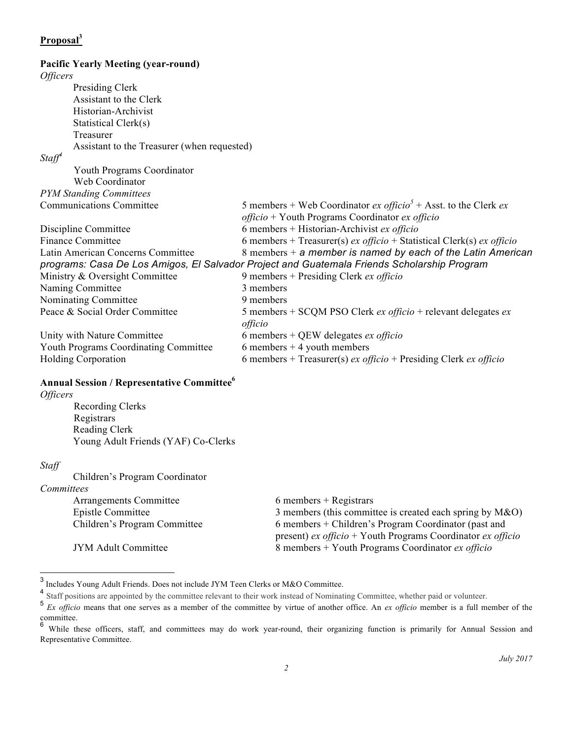**Proposal[3]**

**Pacific Yearly Meeting (year-round)**

*Officers*

- Presiding Clerk
- Assistant to the Clerk
- Historian-Archivist
- Statistical Clerk(s)
- Treasurer
- Assistant to the Treasurer (when requested)

*Staff[4]*

- Youth Programs Coordinator
- Web Coordinator

*PYM Standing Committees*

| Committee | Membership |
|---|---|
| Communications Committee | 5 members + Web Coordinator *ex officio*[5] + Asst. to the Clerk *ex officio* + Youth Programs Coordinator *ex officio* |
| Discipline Committee | 6 members + Historian-Archivist *ex officio* |
| Finance Committee | 6 members + Treasurer(s) *ex officio* + Statistical Clerk(s) *ex officio* |
| Latin American Concerns Committee | 8 members + *a member is named by each of the Latin American programs: Casa De Los Amigos, El Salvador Project and Guatemala Friends Scholarship Program* |
| Ministry & Oversight Committee | 9 members + Presiding Clerk *ex officio* |
| Naming Committee | 3 members |
| Nominating Committee | 9 members |
| Peace & Social Order Committee | 5 members + SCQM PSO Clerk *ex officio* + relevant delegates *ex officio* |
| Unity with Nature Committee | 6 members + QEW delegates *ex officio* |
| Youth Programs Coordinating Committee | 6 members + 4 youth members |
| Holding Corporation | 6 members + Treasurer(s) *ex officio* + Presiding Clerk *ex officio* |

**Annual Session / Representative Committee[6]**

*Officers*

- Recording Clerks
- Registrars
- Reading Clerk
- Young Adult Friends (YAF) Co-Clerks

*Staff*

- Children's Program Coordinator

*Committees*

| Committee | Membership |
|---|---|
| Arrangements Committee | 6 members + Registrars |
| Epistle Committee | 3 members (this committee is created each spring by M&O) |
| Children's Program Committee | 6 members + Children's Program Coordinator (past and present) *ex officio* + Youth Programs Coordinator *ex officio* |
| JYM Adult Committee | 8 members + Youth Programs Coordinator *ex officio* |

---

[3] Includes Young Adult Friends. Does not include JYM Teen Clerks or M&O Committee.

[4] Staff positions are appointed by the committee relevant to their work instead of Nominating Committee, whether paid or volunteer.

[5] *Ex officio* means that one serves as a member of the committee by virtue of another office. An *ex officio* member is a full member of the committee.

[6] While these officers, staff, and committees may do work year-round, their organizing function is primarily for Annual Session and Representative Committee.

*July 2017*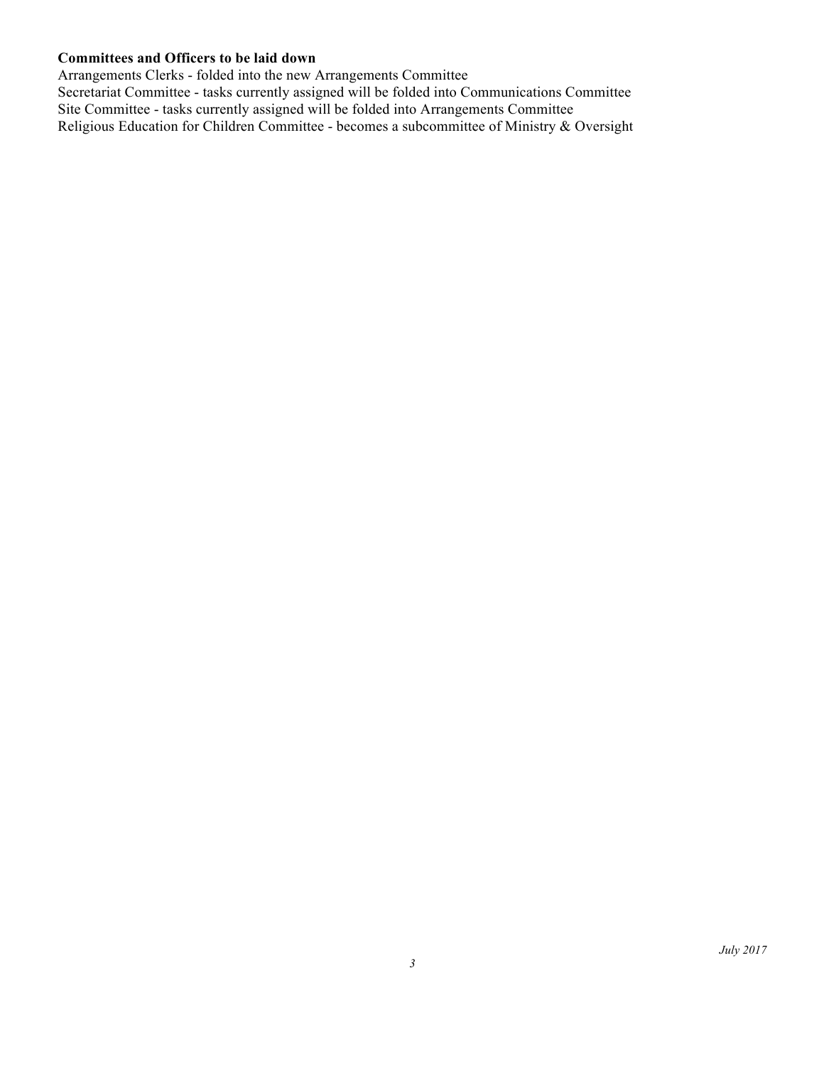**Committees and Officers to be laid down**

Arrangements Clerks - folded into the new Arrangements Committee
Secretariat Committee - tasks currently assigned will be folded into Communications Committee
Site Committee - tasks currently assigned will be folded into Arrangements Committee
Religious Education for Children Committee - becomes a subcommittee of Ministry & Oversight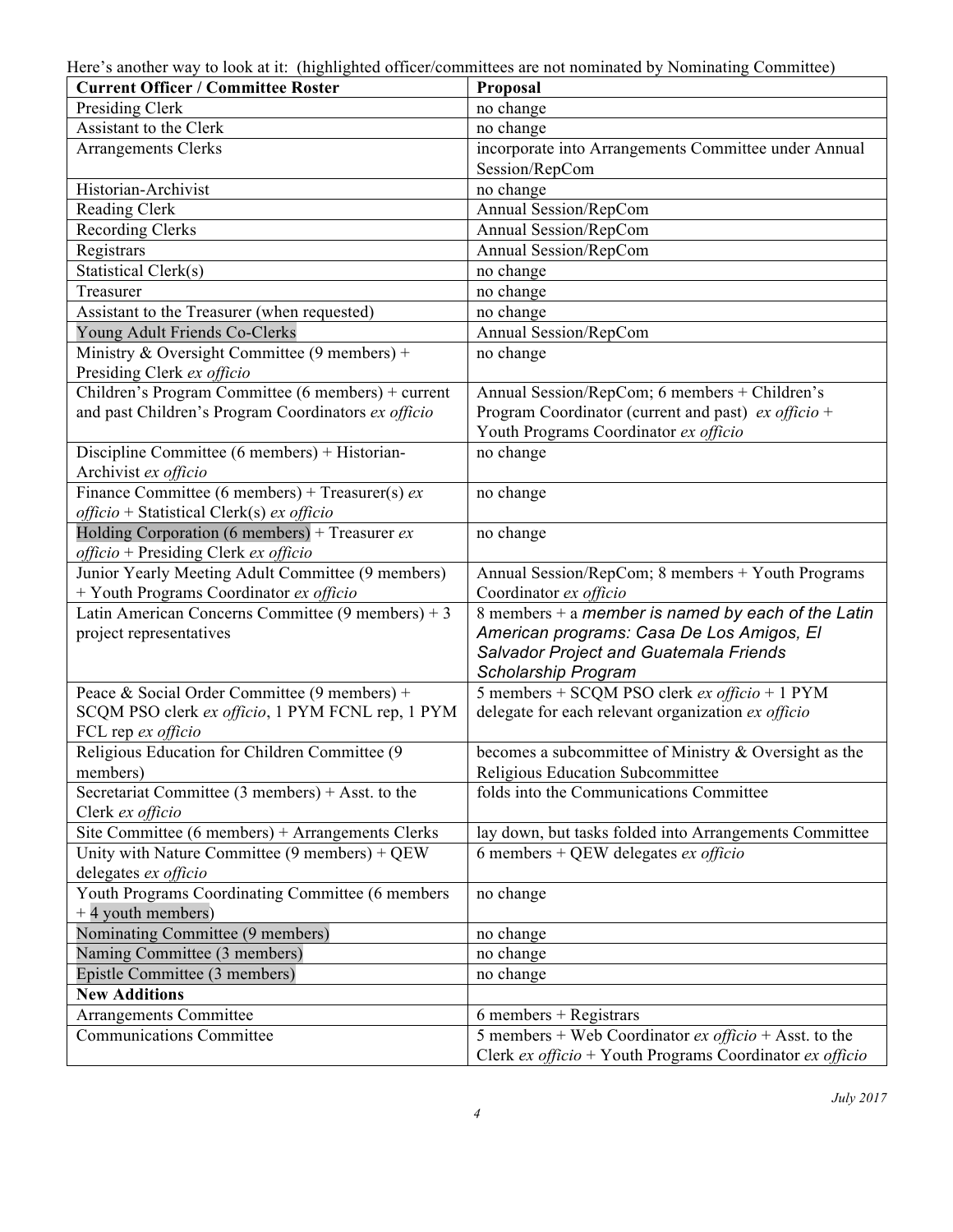Here's another way to look at it: (highlighted officer/committees are not nominated by Nominating Committee)

| Current Officer / Committee Roster | Proposal |
|---|---|
| Presiding Clerk | no change |
| Assistant to the Clerk | no change |
| Arrangements Clerks | incorporate into Arrangements Committee under Annual Session/RepCom |
| Historian-Archivist | no change |
| Reading Clerk | Annual Session/RepCom |
| Recording Clerks | Annual Session/RepCom |
| Registrars | Annual Session/RepCom |
| Statistical Clerk(s) | no change |
| Treasurer | no change |
| Assistant to the Treasurer (when requested) | no change |
| Young Adult Friends Co-Clerks | Annual Session/RepCom |
| Ministry & Oversight Committee (9 members) + Presiding Clerk *ex officio* | no change |
| Children's Program Committee (6 members) + current and past Children's Program Coordinators *ex officio* | Annual Session/RepCom; 6 members + Children's Program Coordinator (current and past) *ex officio* + Youth Programs Coordinator *ex officio* |
| Discipline Committee (6 members) + Historian-Archivist *ex officio* | no change |
| Finance Committee (6 members) + Treasurer(s) *ex officio* + Statistical Clerk(s) *ex officio* | no change |
| Holding Corporation (6 members) + Treasurer *ex officio* + Presiding Clerk *ex officio* | no change |
| Junior Yearly Meeting Adult Committee (9 members) + Youth Programs Coordinator *ex officio* | Annual Session/RepCom; 8 members + Youth Programs Coordinator *ex officio* |
| Latin American Concerns Committee (9 members) + 3 project representatives | 8 members + a *member is named by each of the Latin American programs: Casa De Los Amigos, El Salvador Project and Guatemala Friends Scholarship Program* |
| Peace & Social Order Committee (9 members) + SCQM PSO clerk *ex officio*, 1 PYM FCNL rep, 1 PYM FCL rep *ex officio* | 5 members + SCQM PSO clerk *ex officio* + 1 PYM delegate for each relevant organization *ex officio* |
| Religious Education for Children Committee (9 members) | becomes a subcommittee of Ministry & Oversight as the Religious Education Subcommittee |
| Secretariat Committee (3 members) + Asst. to the Clerk *ex officio* | folds into the Communications Committee |
| Site Committee (6 members) + Arrangements Clerks | lay down, but tasks folded into Arrangements Committee |
| Unity with Nature Committee (9 members) + QEW delegates *ex officio* | 6 members + QEW delegates *ex officio* |
| Youth Programs Coordinating Committee (6 members + 4 youth members) | no change |
| Nominating Committee (9 members) | no change |
| Naming Committee (3 members) | no change |
| Epistle Committee (3 members) | no change |
| **New Additions** | |
| Arrangements Committee | 6 members + Registrars |
| Communications Committee | 5 members + Web Coordinator *ex officio* + Asst. to the Clerk *ex officio* + Youth Programs Coordinator *ex officio* |

*July 2017*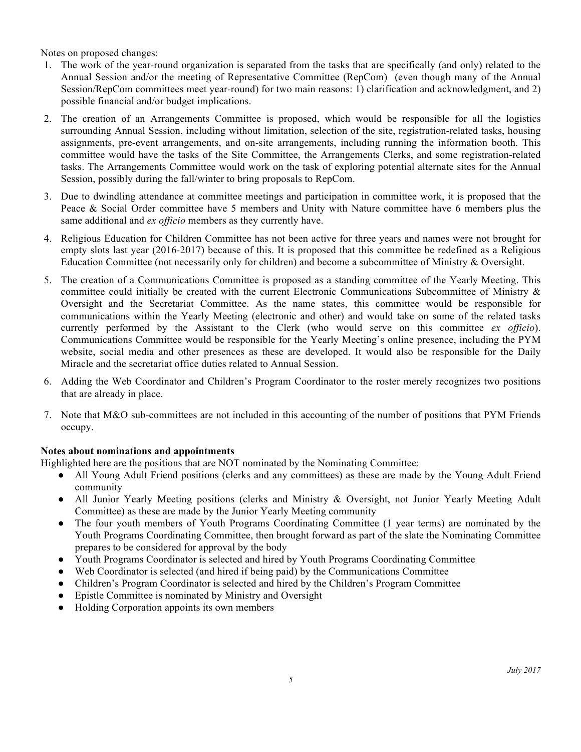Notes on proposed changes:

1. The work of the year-round organization is separated from the tasks that are specifically (and only) related to the Annual Session and/or the meeting of Representative Committee (RepCom) (even though many of the Annual Session/RepCom committees meet year-round) for two main reasons: 1) clarification and acknowledgment, and 2) possible financial and/or budget implications.
2. The creation of an Arrangements Committee is proposed, which would be responsible for all the logistics surrounding Annual Session, including without limitation, selection of the site, registration-related tasks, housing assignments, pre-event arrangements, and on-site arrangements, including running the information booth. This committee would have the tasks of the Site Committee, the Arrangements Clerks, and some registration-related tasks. The Arrangements Committee would work on the task of exploring potential alternate sites for the Annual Session, possibly during the fall/winter to bring proposals to RepCom.
3. Due to dwindling attendance at committee meetings and participation in committee work, it is proposed that the Peace & Social Order committee have 5 members and Unity with Nature committee have 6 members plus the same additional and *ex officio* members as they currently have.
4. Religious Education for Children Committee has not been active for three years and names were not brought for empty slots last year (2016-2017) because of this. It is proposed that this committee be redefined as a Religious Education Committee (not necessarily only for children) and become a subcommittee of Ministry & Oversight.
5. The creation of a Communications Committee is proposed as a standing committee of the Yearly Meeting. This committee could initially be created with the current Electronic Communications Subcommittee of Ministry & Oversight and the Secretariat Committee. As the name states, this committee would be responsible for communications within the Yearly Meeting (electronic and other) and would take on some of the related tasks currently performed by the Assistant to the Clerk (who would serve on this committee *ex officio*). Communications Committee would be responsible for the Yearly Meeting's online presence, including the PYM website, social media and other presences as these are developed. It would also be responsible for the Daily Miracle and the secretariat office duties related to Annual Session.
6. Adding the Web Coordinator and Children's Program Coordinator to the roster merely recognizes two positions that are already in place.
7. Note that M&O sub-committees are not included in this accounting of the number of positions that PYM Friends occupy.

**Notes about nominations and appointments**

Highlighted here are the positions that are NOT nominated by the Nominating Committee:

- All Young Adult Friend positions (clerks and any committees) as these are made by the Young Adult Friend community
- All Junior Yearly Meeting positions (clerks and Ministry & Oversight, not Junior Yearly Meeting Adult Committee) as these are made by the Junior Yearly Meeting community
- The four youth members of Youth Programs Coordinating Committee (1 year terms) are nominated by the Youth Programs Coordinating Committee, then brought forward as part of the slate the Nominating Committee prepares to be considered for approval by the body
- Youth Programs Coordinator is selected and hired by Youth Programs Coordinating Committee
- Web Coordinator is selected (and hired if being paid) by the Communications Committee
- Children's Program Coordinator is selected and hired by the Children's Program Committee
- Epistle Committee is nominated by Ministry and Oversight
- Holding Corporation appoints its own members

*July 2017*